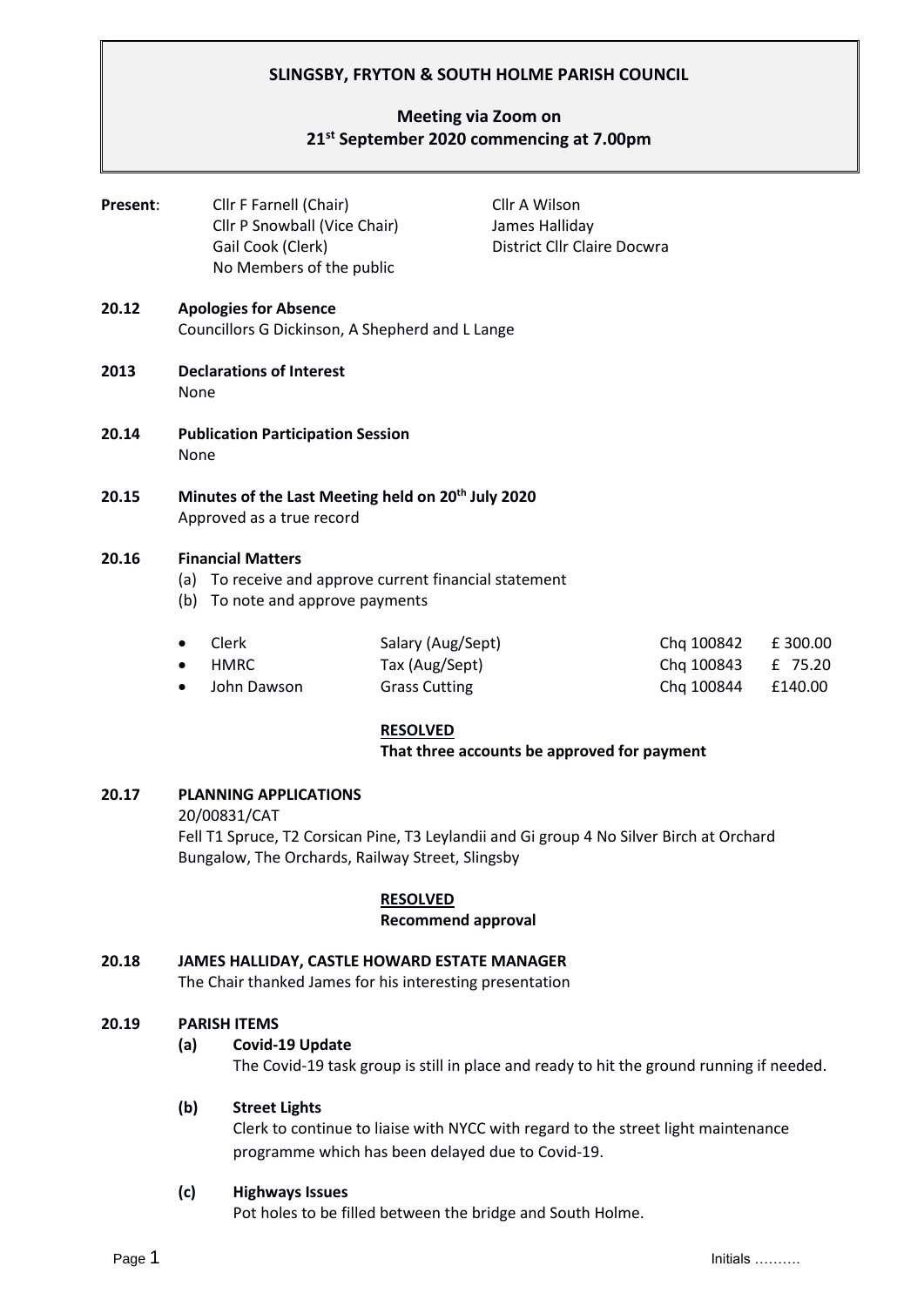# SLINGSBY, FRYTON & SOUTH HOLME PARISH COUNCIL

## Meeting via Zoom on 21st September 2020 commencing at 7.00pm

**Present**: Cllr F Farnell (Chair)
Cllr P Snowball (Vice Chair)
Gail Cook (Clerk)
No Members of the public
Cllr A Wilson
James Halliday
District Cllr Claire Docwra

**20.12 Apologies for Absence**
Councillors G Dickinson, A Shepherd and L Lange

**2013 Declarations of Interest**
None

**20.14 Publication Participation Session**
None

**20.15 Minutes of the Last Meeting held on 20th July 2020**
Approved as a true record

**20.16 Financial Matters**

(a) To receive and approve current financial statement
(b) To note and approve payments

- Clerk | Salary (Aug/Sept) | Chq 100842 | £ 300.00
- HMRC | Tax (Aug/Sept) | Chq 100843 | £ 75.20
- John Dawson | Grass Cutting | Chq 100844 | £140.00

**RESOLVED**
**That three accounts be approved for payment**

**20.17 PLANNING APPLICATIONS**
20/00831/CAT
Fell T1 Spruce, T2 Corsican Pine, T3 Leylandii and Gi group 4 No Silver Birch at Orchard Bungalow, The Orchards, Railway Street, Slingsby

**RESOLVED**
**Recommend approval**

**20.18 JAMES HALLIDAY, CASTLE HOWARD ESTATE MANAGER**
The Chair thanked James for his interesting presentation

**20.19 PARISH ITEMS**

**(a) Covid-19 Update**
The Covid-19 task group is still in place and ready to hit the ground running if needed.

**(b) Street Lights**
Clerk to continue to liaise with NYCC with regard to the street light maintenance programme which has been delayed due to Covid-19.

**(c) Highways Issues**
Pot holes to be filled between the bridge and South Holme.

Initials ……….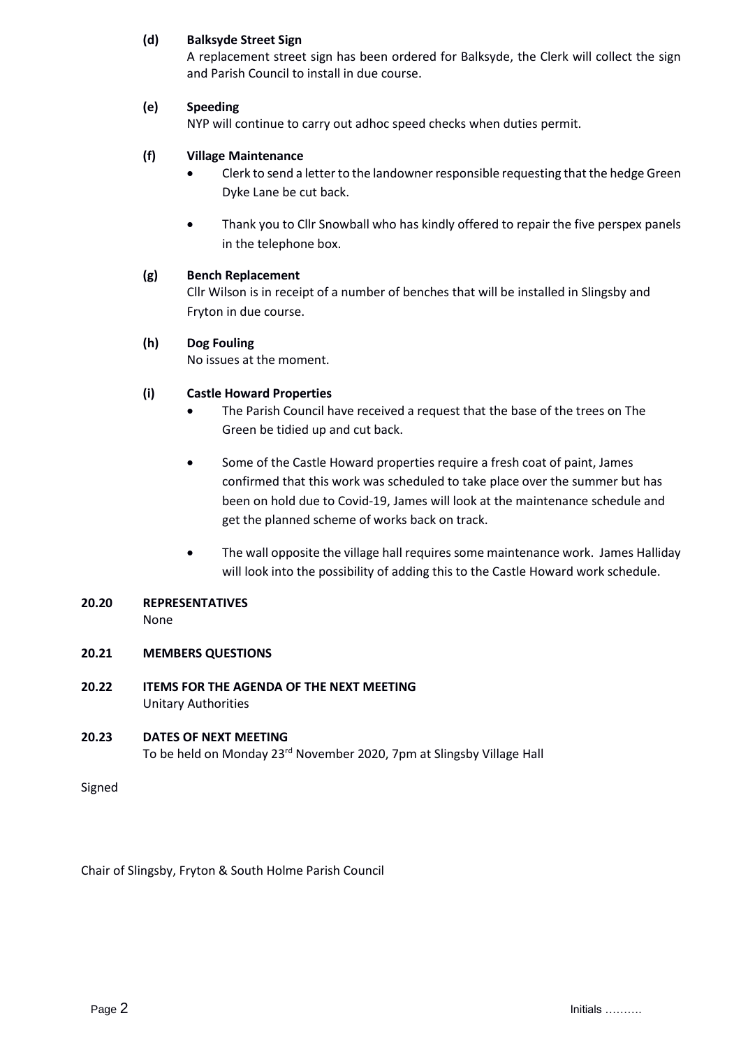**(d) Balksyde Street Sign**

A replacement street sign has been ordered for Balksyde, the Clerk will collect the sign and Parish Council to install in due course.

**(e) Speeding**

NYP will continue to carry out adhoc speed checks when duties permit.

**(f) Village Maintenance**

- Clerk to send a letter to the landowner responsible requesting that the hedge Green Dyke Lane be cut back.
- Thank you to Cllr Snowball who has kindly offered to repair the five perspex panels in the telephone box.

**(g) Bench Replacement**

Cllr Wilson is in receipt of a number of benches that will be installed in Slingsby and Fryton in due course.

**(h) Dog Fouling**

No issues at the moment.

**(i) Castle Howard Properties**

- The Parish Council have received a request that the base of the trees on The Green be tidied up and cut back.
- Some of the Castle Howard properties require a fresh coat of paint, James confirmed that this work was scheduled to take place over the summer but has been on hold due to Covid-19, James will look at the maintenance schedule and get the planned scheme of works back on track.
- The wall opposite the village hall requires some maintenance work. James Halliday will look into the possibility of adding this to the Castle Howard work schedule.

**20.20 REPRESENTATIVES**

None

**20.21 MEMBERS QUESTIONS**

**20.22 ITEMS FOR THE AGENDA OF THE NEXT MEETING**

Unitary Authorities

**20.23 DATES OF NEXT MEETING**

To be held on Monday 23rd November 2020, 7pm at Slingsby Village Hall

Signed

Chair of Slingsby, Fryton & South Holme Parish Council

Initials ……….